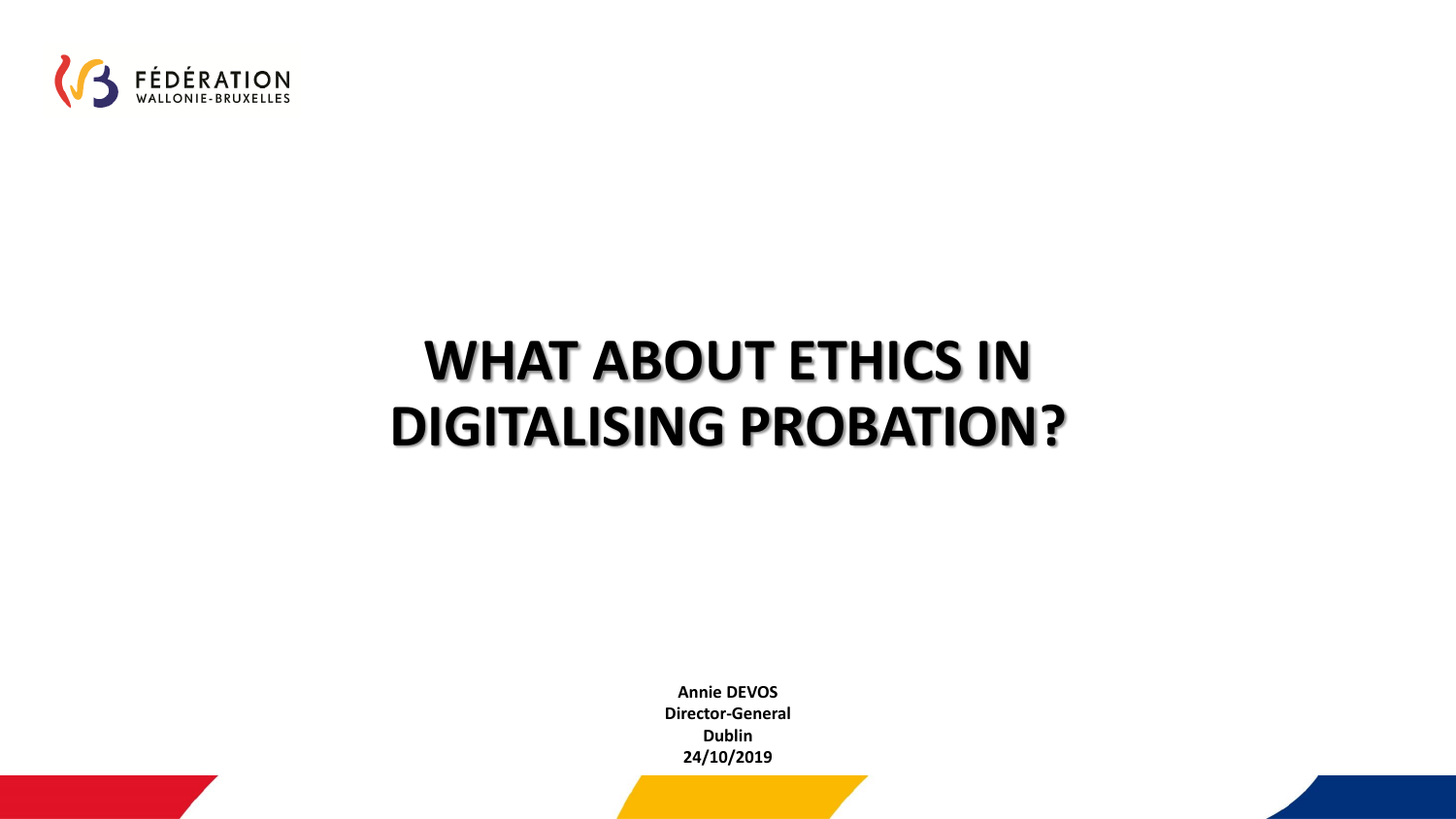FÉDÉRATION WALLONIE-BRUXELLES

# WHAT ABOUT ETHICS IN DIGITALISING PROBATION?

**Annie DEVOS**
**Director-General**
**Dublin**
**24/10/2019**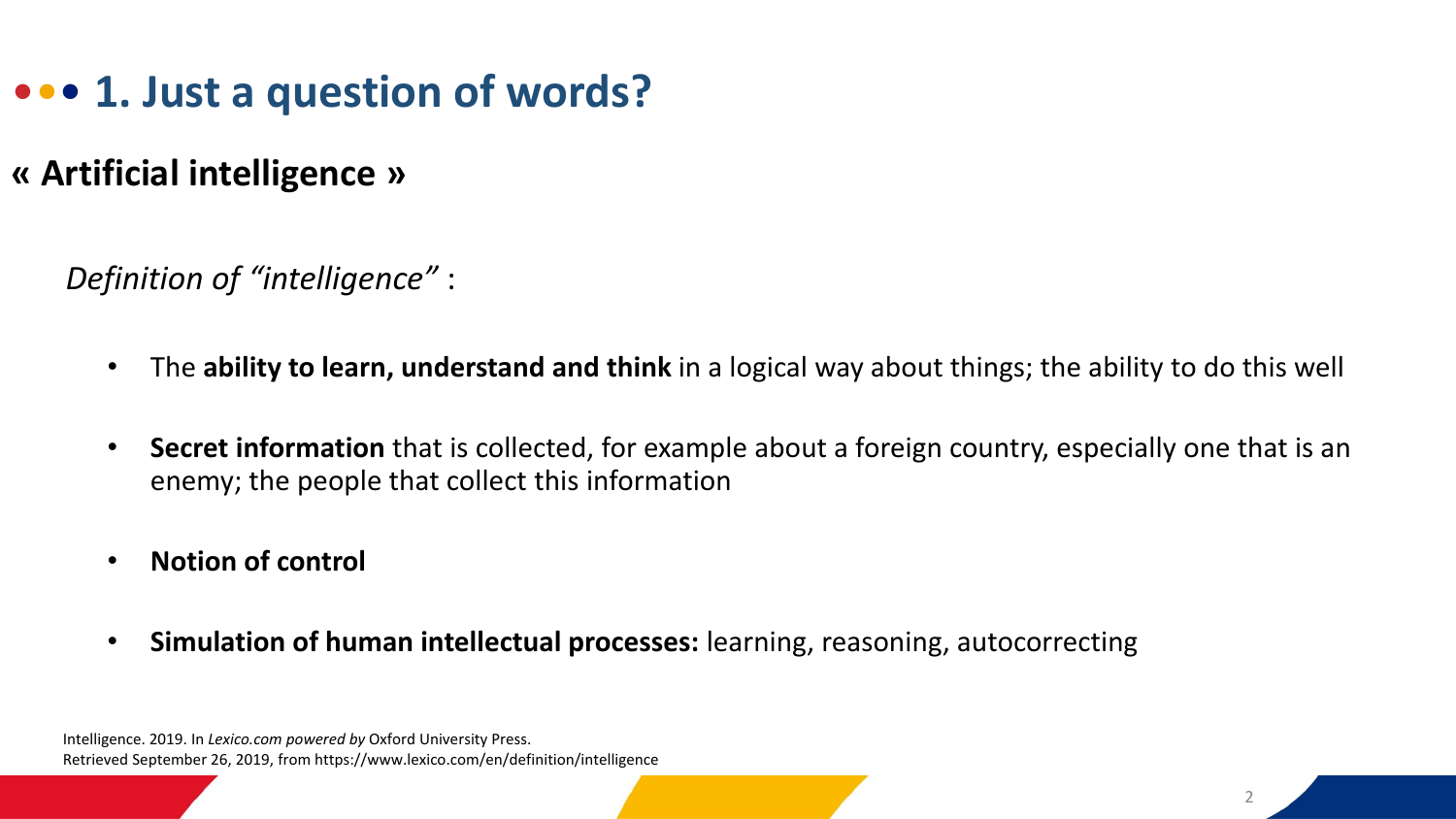# 1. Just a question of words?

## « Artificial intelligence »

*Definition of "intelligence"* :

- The **ability to learn, understand and think** in a logical way about things; the ability to do this well
- **Secret information** that is collected, for example about a foreign country, especially one that is an enemy; the people that collect this information
- **Notion of control**
- **Simulation of human intellectual processes:** learning, reasoning, autocorrecting

Intelligence. 2019. In *Lexico.com powered by* Oxford University Press.
Retrieved September 26, 2019, from https://www.lexico.com/en/definition/intelligence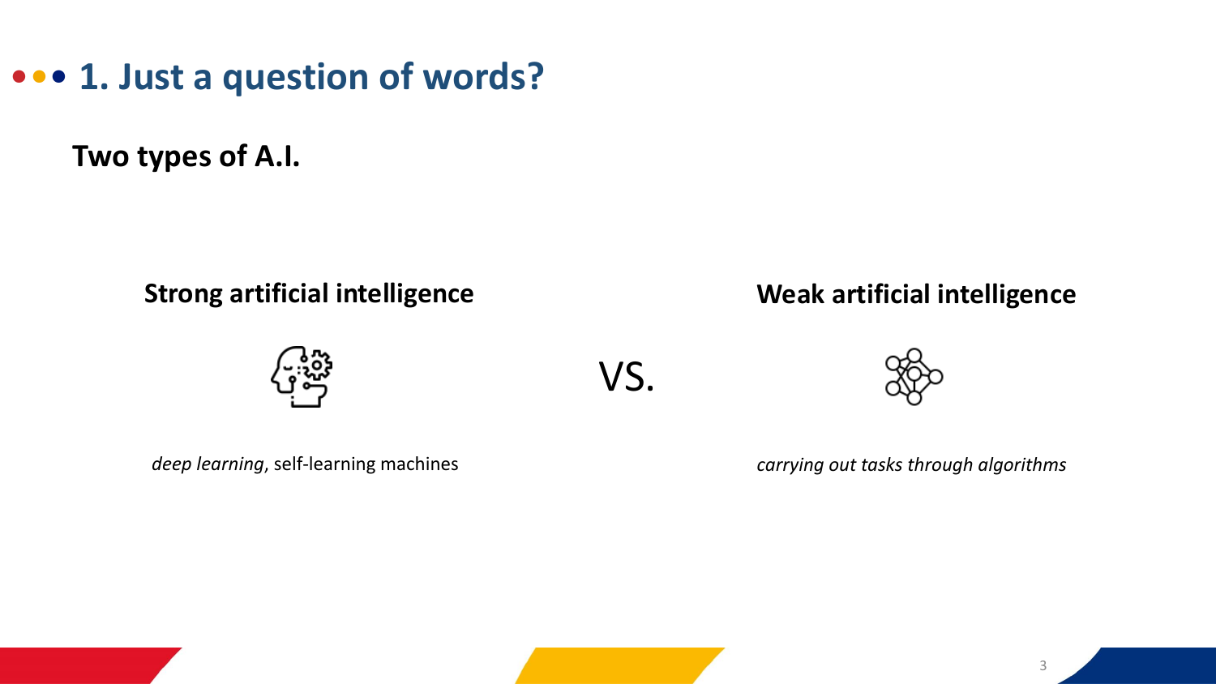# 1. Just a question of words?

**Two types of A.I.**

**Strong artificial intelligence**

*deep learning*, self-learning machines

VS.

**Weak artificial intelligence**

*carrying out tasks through algorithms*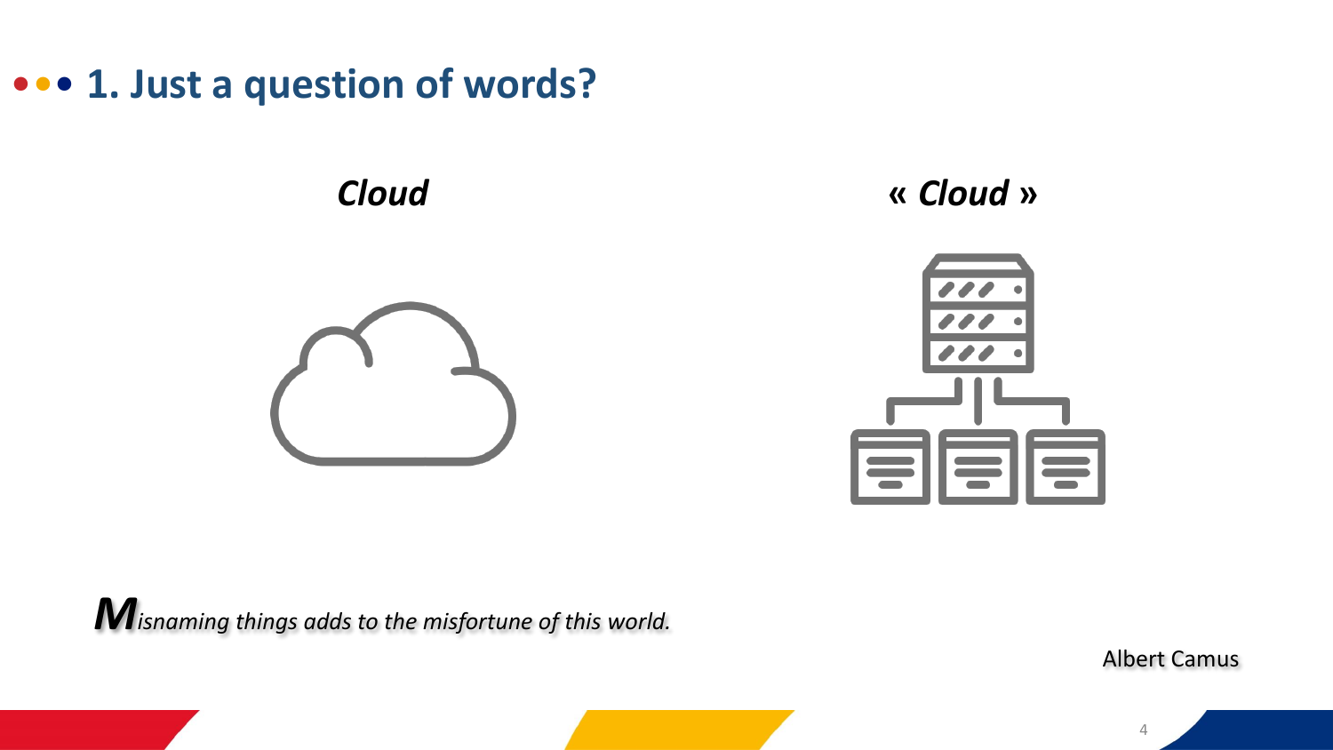# 1. Just a question of words?

***Cloud***

***« Cloud »***

*Misnaming things adds to the misfortune of this world.*

Albert Camus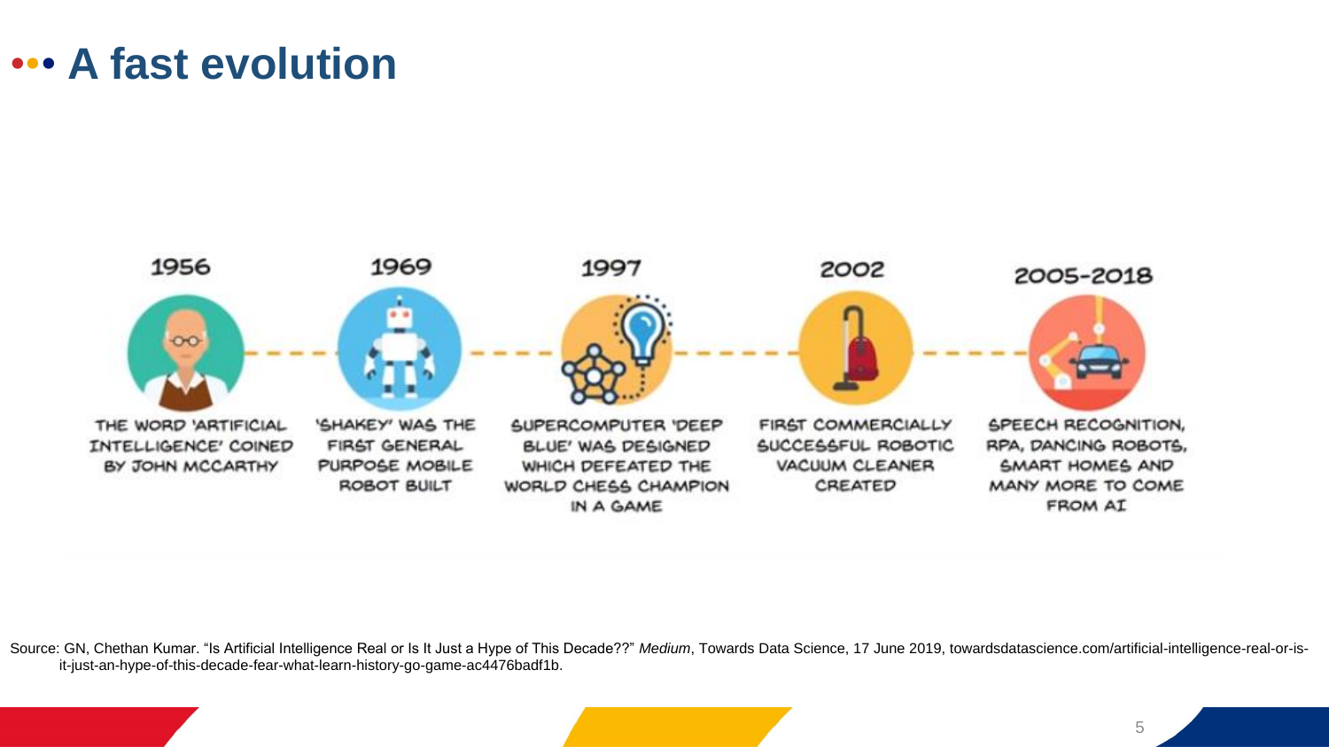# A fast evolution

**1956**

THE WORD 'ARTIFICIAL INTELLIGENCE' COINED BY JOHN MCCARTHY

**1969**

'SHAKEY' WAS THE FIRST GENERAL PURPOSE MOBILE ROBOT BUILT

**1997**

SUPERCOMPUTER 'DEEP BLUE' WAS DESIGNED WHICH DEFEATED THE WORLD CHESS CHAMPION IN A GAME

**2002**

FIRST COMMERCIALLY SUCCESSFUL ROBOTIC VACUUM CLEANER CREATED

**2005-2018**

SPEECH RECOGNITION, RPA, DANCING ROBOTS, SMART HOMES AND MANY MORE TO COME FROM AI

Source: GN, Chethan Kumar. "Is Artificial Intelligence Real or Is It Just a Hype of This Decade??" *Medium*, Towards Data Science, 17 June 2019, towardsdatascience.com/artificial-intelligence-real-or-is-it-just-an-hype-of-this-decade-fear-what-learn-history-go-game-ac4476badf1b.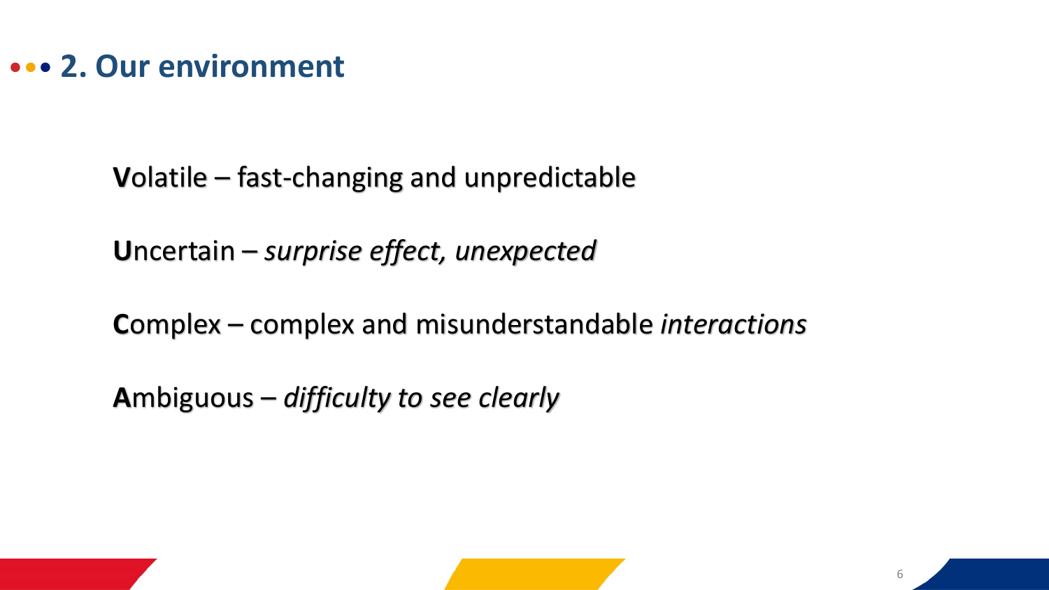## 2. Our environment

**V**olatile – fast-changing and unpredictable

**U**ncertain – *surprise effect, unexpected*

**C**omplex – complex and misunderstandable *interactions*

**A**mbiguous – *difficulty to see clearly*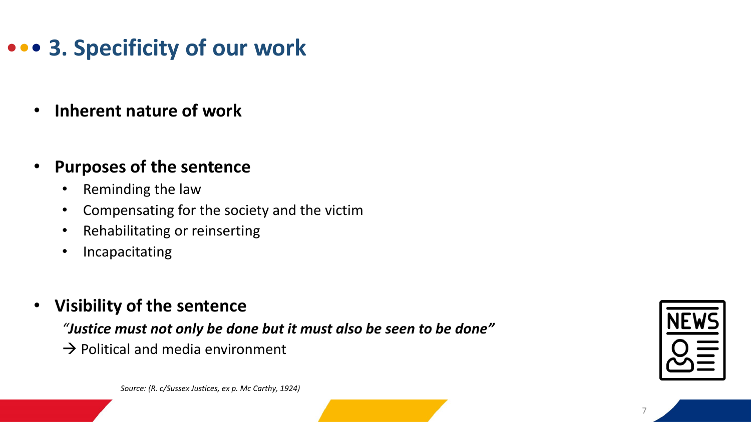# 3. Specificity of our work

- **Inherent nature of work**

- **Purposes of the sentence**
  - Reminding the law
  - Compensating for the society and the victim
  - Rehabilitating or reinserting
  - Incapacitating

- **Visibility of the sentence**

  ***"Justice must not only be done but it must also be seen to be done"***

  → Political and media environment

*Source: (R. c/Sussex Justices, ex p. Mc Carthy, 1924)*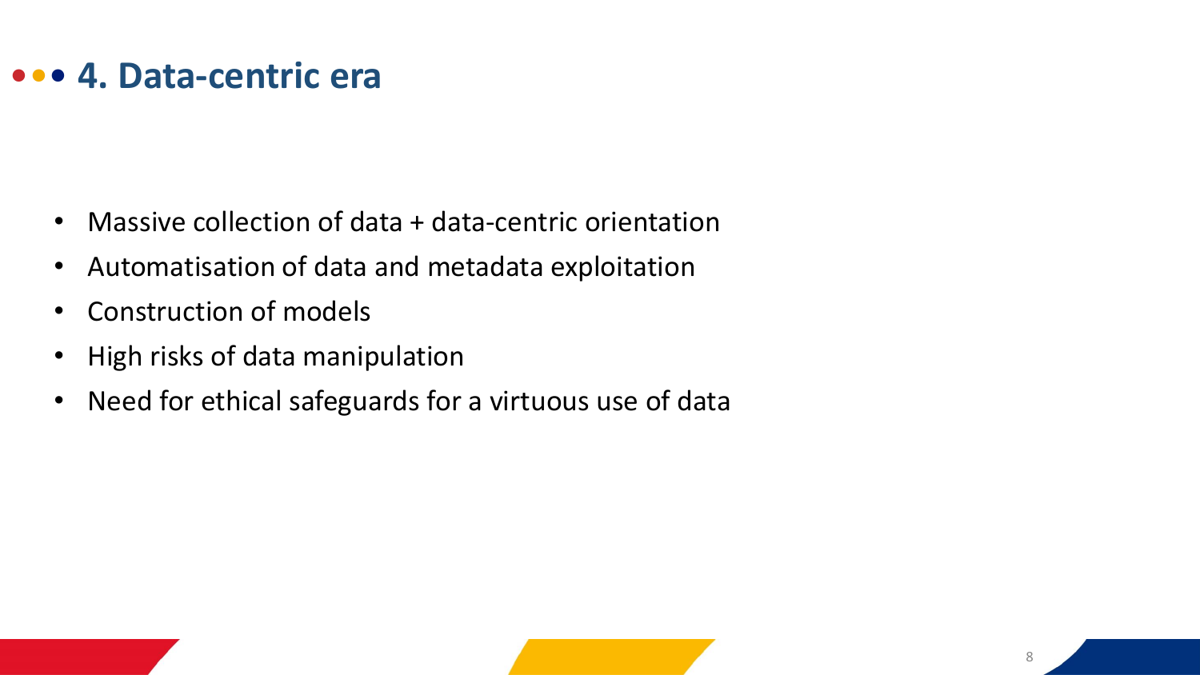## 4. Data-centric era

- Massive collection of data + data-centric orientation
- Automatisation of data and metadata exploitation
- Construction of models
- High risks of data manipulation
- Need for ethical safeguards for a virtuous use of data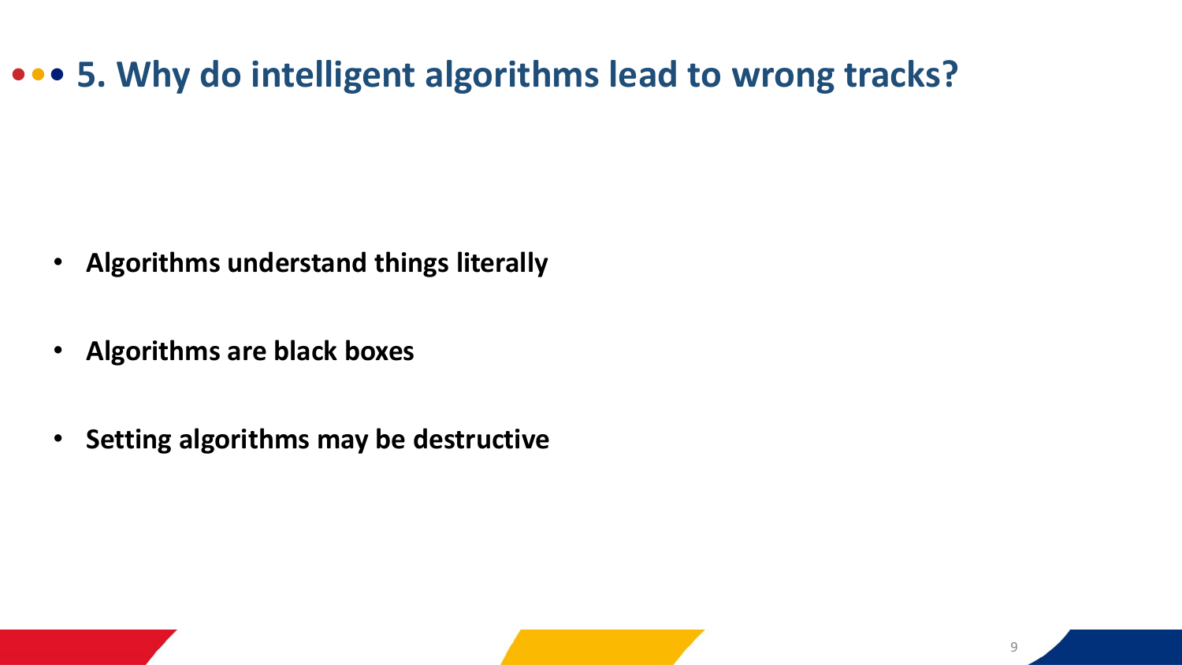## 5. Why do intelligent algorithms lead to wrong tracks?

- **Algorithms understand things literally**
- **Algorithms are black boxes**
- **Setting algorithms may be destructive**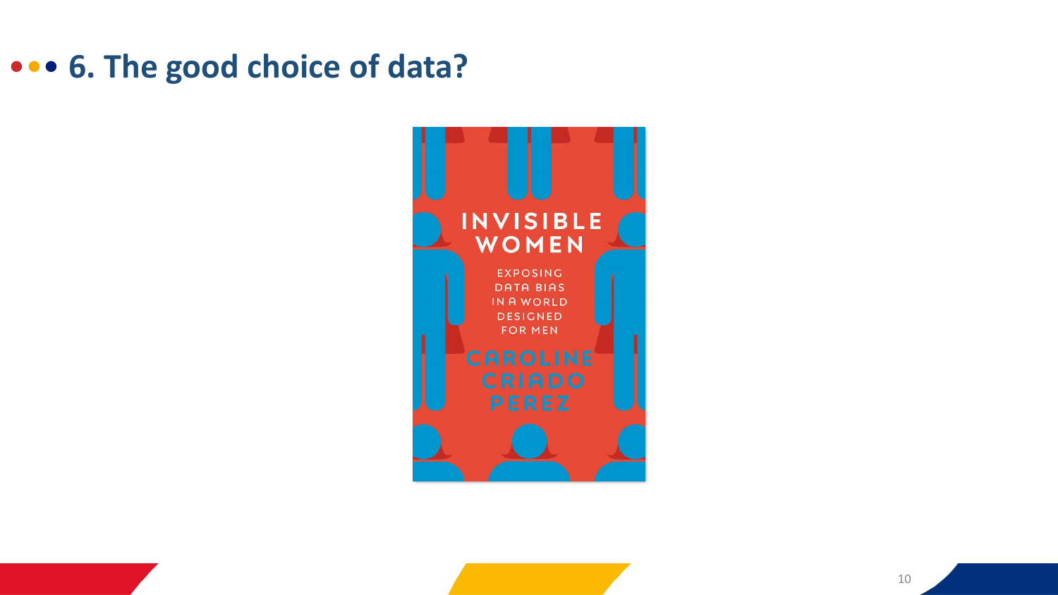# 6. The good choice of data?

INVISIBLE WOMEN

EXPOSING DATA BIAS IN A WORLD DESIGNED FOR MEN

CAROLINE CRIADO PEREZ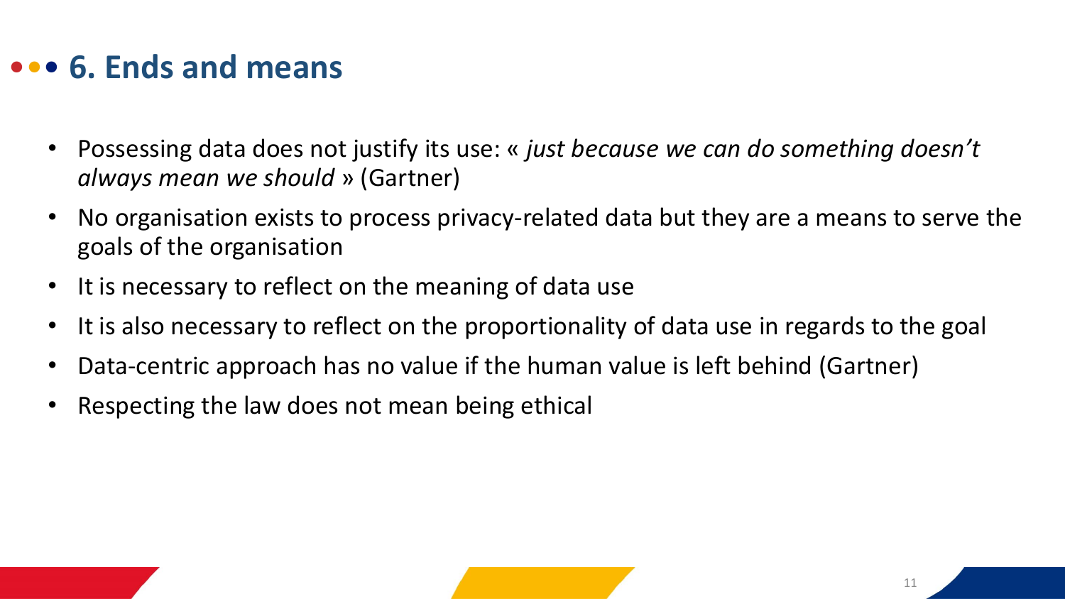# 6. Ends and means

- Possessing data does not justify its use: « *just because we can do something doesn't always mean we should* » (Gartner)
- No organisation exists to process privacy-related data but they are a means to serve the goals of the organisation
- It is necessary to reflect on the meaning of data use
- It is also necessary to reflect on the proportionality of data use in regards to the goal
- Data-centric approach has no value if the human value is left behind (Gartner)
- Respecting the law does not mean being ethical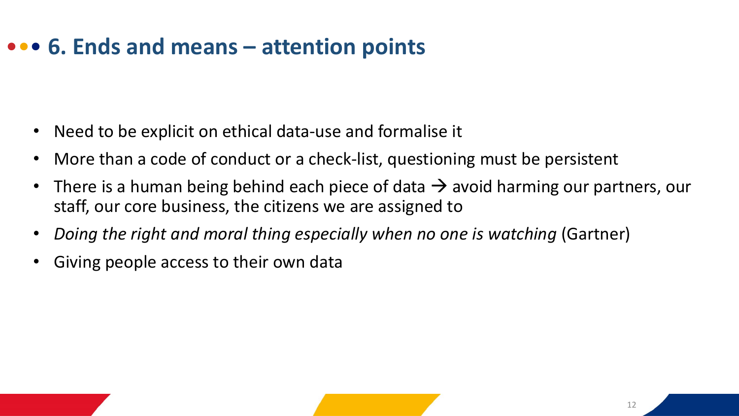# 6. Ends and means – attention points

- Need to be explicit on ethical data-use and formalise it
- More than a code of conduct or a check-list, questioning must be persistent
- There is a human being behind each piece of data → avoid harming our partners, our staff, our core business, the citizens we are assigned to
- *Doing the right and moral thing especially when no one is watching* (Gartner)
- Giving people access to their own data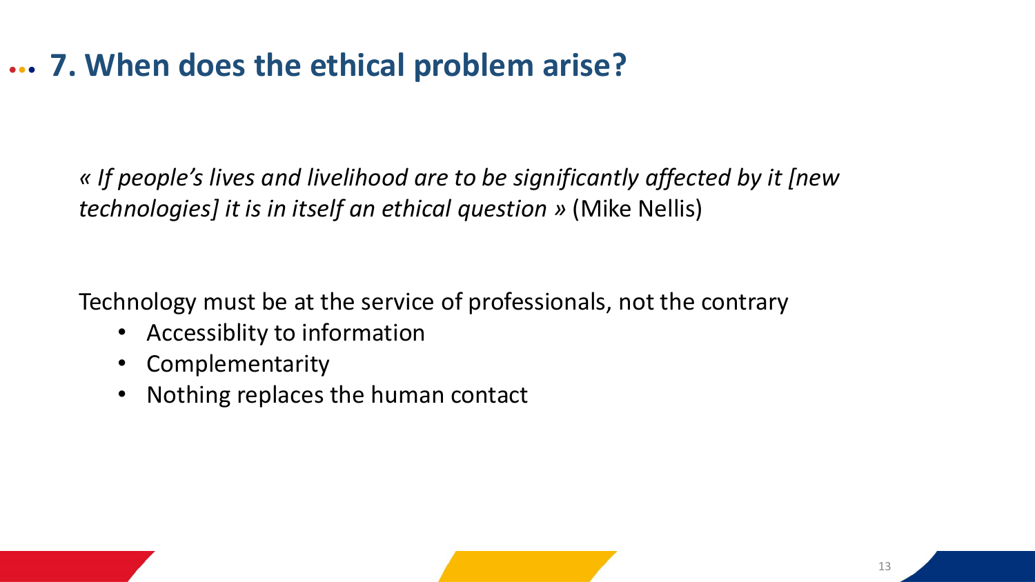# 7. When does the ethical problem arise?

*« If people's lives and livelihood are to be significantly affected by it [new technologies] it is in itself an ethical question »* (Mike Nellis)

Technology must be at the service of professionals, not the contrary

- Accessiblity to information
- Complementarity
- Nothing replaces the human contact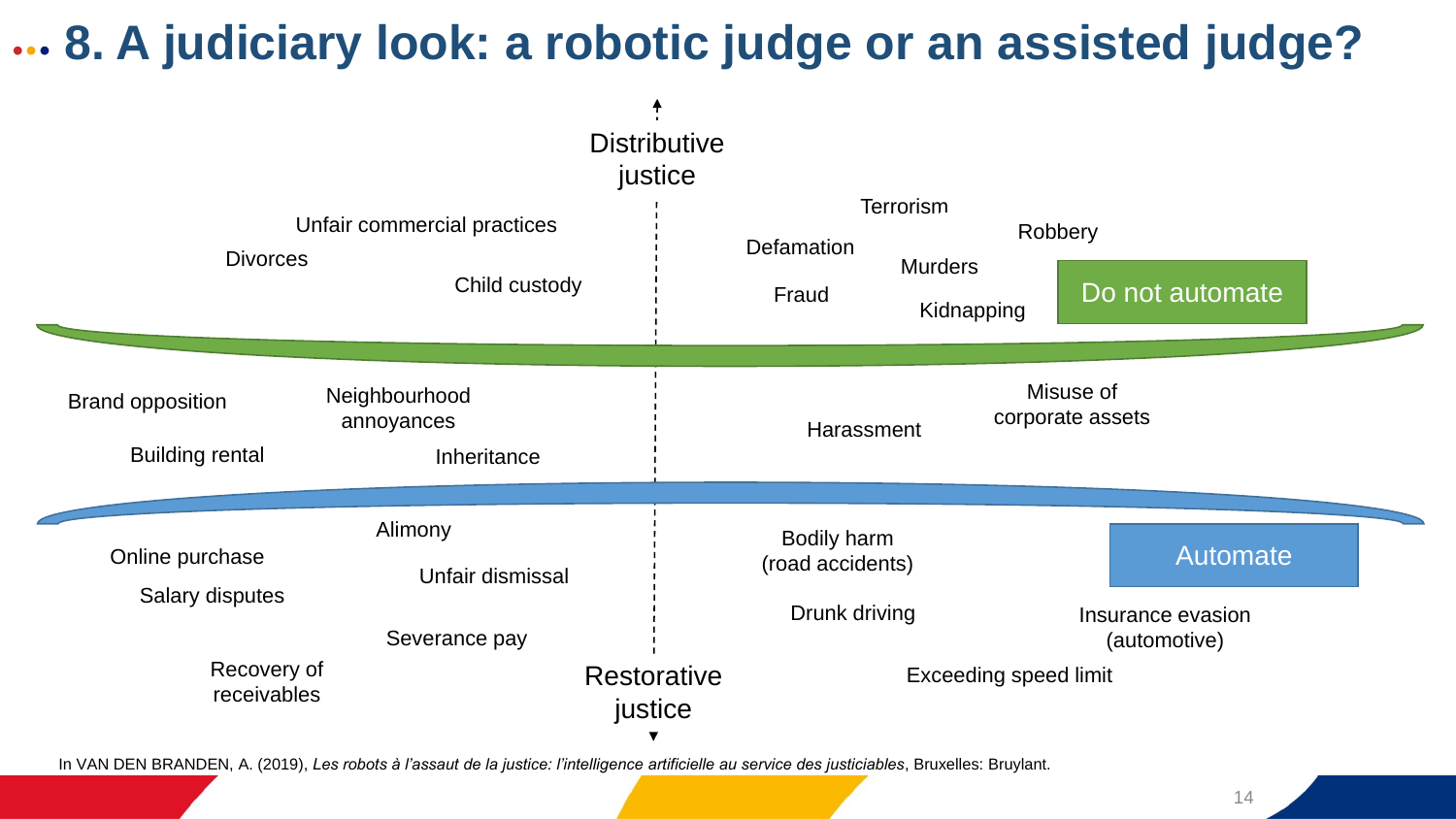# 8. A judiciary look: a robotic judge or an assisted judge?

Distributive justice

Unfair commercial practices

Divorces

Child custody

Terrorism

Robbery

Defamation

Murders

Fraud

Kidnapping

Do not automate

Brand opposition

Neighbourhood annoyances

Building rental

Inheritance

Harassment

Misuse of corporate assets

Alimony

Online purchase

Unfair dismissal

Salary disputes

Severance pay

Recovery of receivables

Bodily harm (road accidents)

Automate

Drunk driving

Insurance evasion (automotive)

Exceeding speed limit

Restorative justice

In VAN DEN BRANDEN, A. (2019), *Les robots à l'assaut de la justice: l'intelligence artificielle au service des justiciables*, Bruxelles: Bruylant.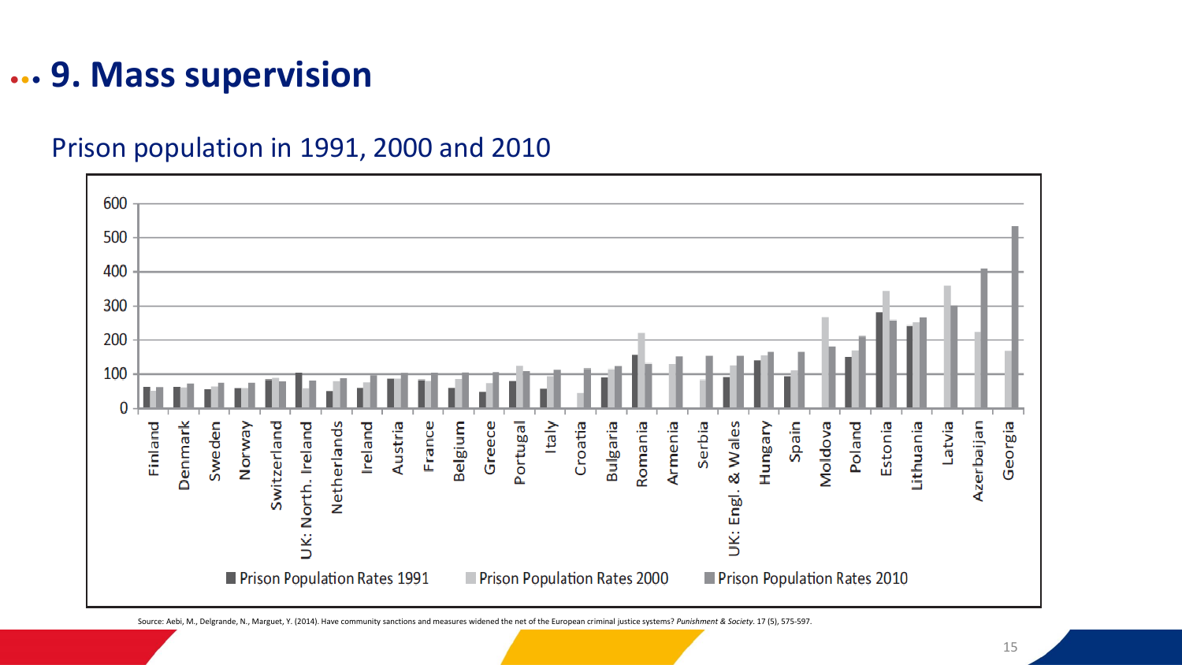# 9. Mass supervision

## Prison population in 1991, 2000 and 2010

Source: Aebi, M., Delgrande, N., Marguet, Y. (2014). Have community sanctions and measures widened the net of the European criminal justice systems? *Punishment & Society*. 17 (5), 575-597.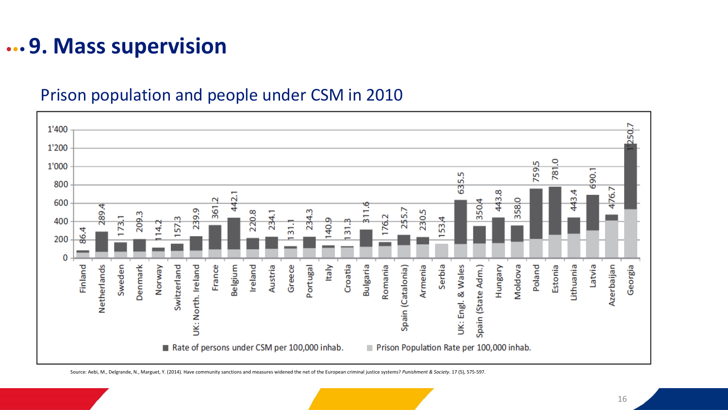# 9. Mass supervision

## Prison population and people under CSM in 2010

| Country | Total (CSM + Prison) per 100,000 inhab. |
|---|---|
| Finland | 86.4 |
| Netherlands | 289.4 |
| Sweden | 173.1 |
| Denmark | 209.3 |
| Norway | 114.2 |
| Switzerland | 157.3 |
| UK: North. Ireland | 239.9 |
| France | 361.2 |
| Belgium | 442.1 |
| Ireland | 220.8 |
| Austria | 234.1 |
| Greece | 131.1 |
| Portugal | 234.3 |
| Italy | 140.9 |
| Croatia | 131.3 |
| Bulgaria | 311.6 |
| Romania | 176.2 |
| Spain (Catalonia) | 255.7 |
| Armenia | 230.5 |
| Serbia | 153.4 |
| UK: Engl. & Wales | 635.5 |
| Spain (State Adm.) | 350.4 |
| Hungary | 443.8 |
| Moldova | 358.0 |
| Poland | 759.5 |
| Estonia | 781.0 |
| Lithuania | 443.4 |
| Latvia | 690.1 |
| Azerbaijan | 476.7 |
| Georgia | 1'250.7 |

■ Rate of persons under CSM per 100,000 inhab. ■ Prison Population Rate per 100,000 inhab.

Source: Aebi, M., Delgrande, N., Marguet, Y. (2014). Have community sanctions and measures widened the net of the European criminal justice systems? *Punishment & Society*. 17 (5), 575-597.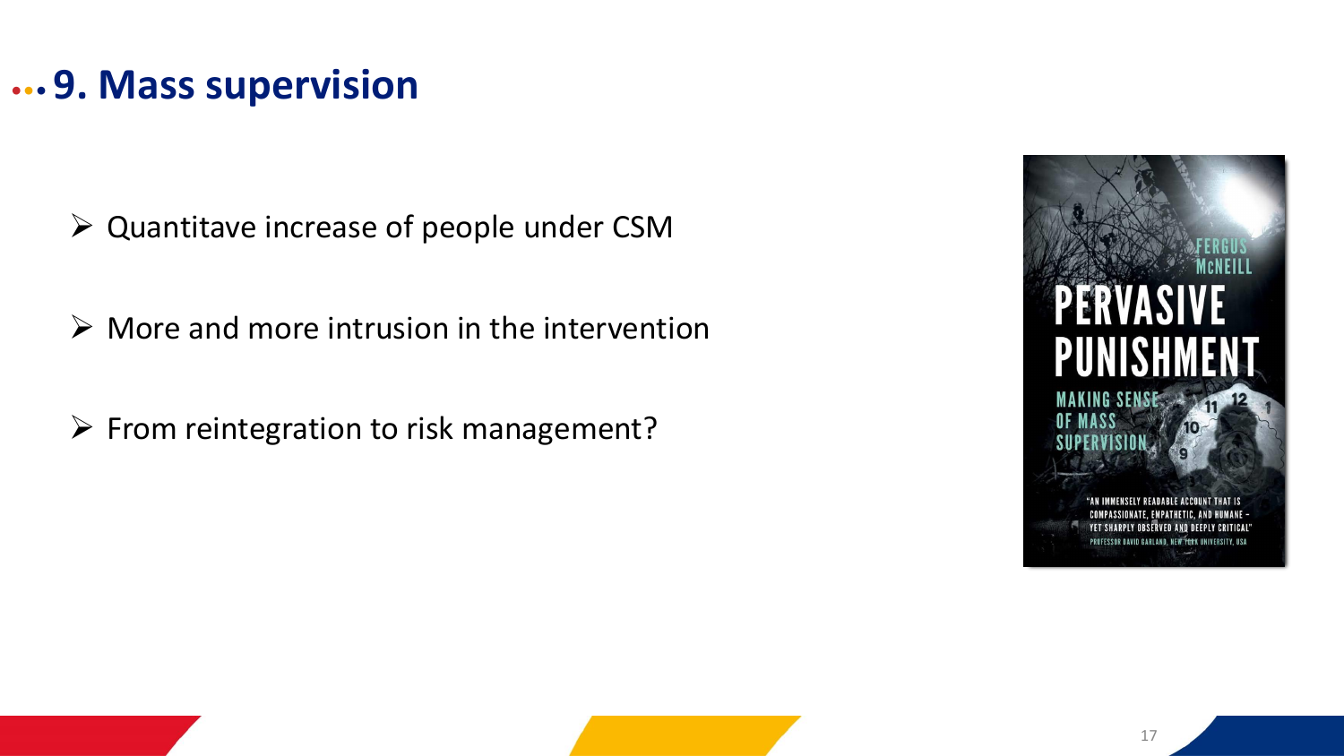# 9. Mass supervision

- Quantitave increase of people under CSM
- More and more intrusion in the intervention
- From reintegration to risk management?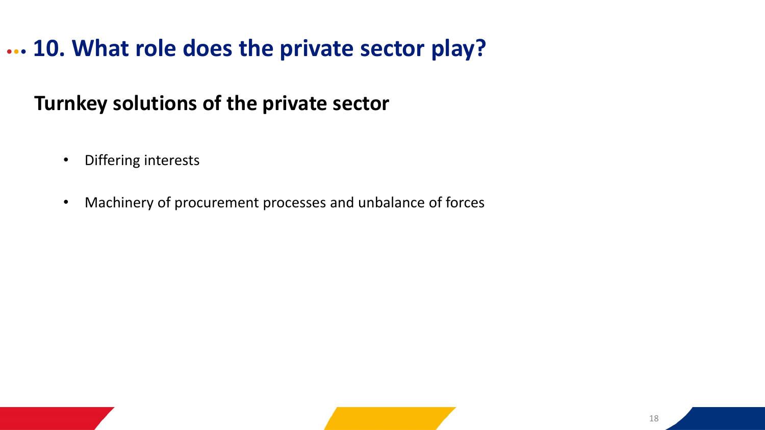# 10. What role does the private sector play?

## Turnkey solutions of the private sector

- Differing interests
- Machinery of procurement processes and unbalance of forces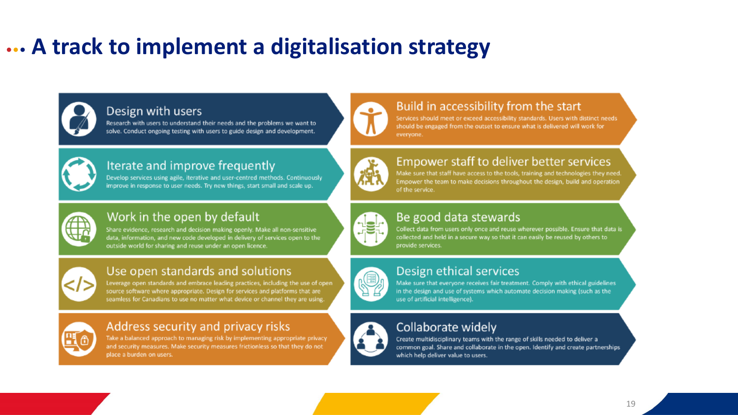# A track to implement a digitalisation strategy

## Design with users

Research with users to understand their needs and the problems we want to solve. Conduct ongoing testing with users to guide design and development.

## Iterate and improve frequently

Develop services using agile, iterative and user-centred methods. Continuously improve in response to user needs. Try new things, start small and scale up.

## Work in the open by default

Share evidence, research and decision making openly. Make all non-sensitive data, information, and new code developed in delivery of services open to the outside world for sharing and reuse under an open licence.

## Use open standards and solutions

Leverage open standards and embrace leading practices, including the use of open source software where appropriate. Design for services and platforms that are seamless for Canadians to use no matter what device or channel they are using.

## Address security and privacy risks

Take a balanced approach to managing risk by implementing appropriate privacy and security measures. Make security measures frictionless so that they do not place a burden on users.

## Build in accessibility from the start

Services should meet or exceed accessibility standards. Users with distinct needs should be engaged from the outset to ensure what is delivered will work for everyone.

## Empower staff to deliver better services

Make sure that staff have access to the tools, training and technologies they need. Empower the team to make decisions throughout the design, build and operation of the service.

## Be good data stewards

Collect data from users only once and reuse wherever possible. Ensure that data is collected and held in a secure way so that it can easily be reused by others to provide services.

## Design ethical services

Make sure that everyone receives fair treatment. Comply with ethical guidelines in the design and use of systems which automate decision making (such as the use of artificial intelligence).

## Collaborate widely

Create multidisciplinary teams with the range of skills needed to deliver a common goal. Share and collaborate in the open. Identify and create partnerships which help deliver value to users.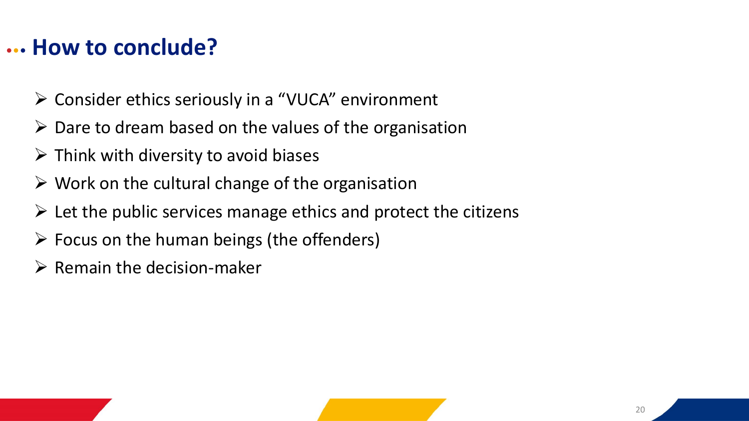## How to conclude?

- Consider ethics seriously in a “VUCA” environment
- Dare to dream based on the values of the organisation
- Think with diversity to avoid biases
- Work on the cultural change of the organisation
- Let the public services manage ethics and protect the citizens
- Focus on the human beings (the offenders)
- Remain the decision-maker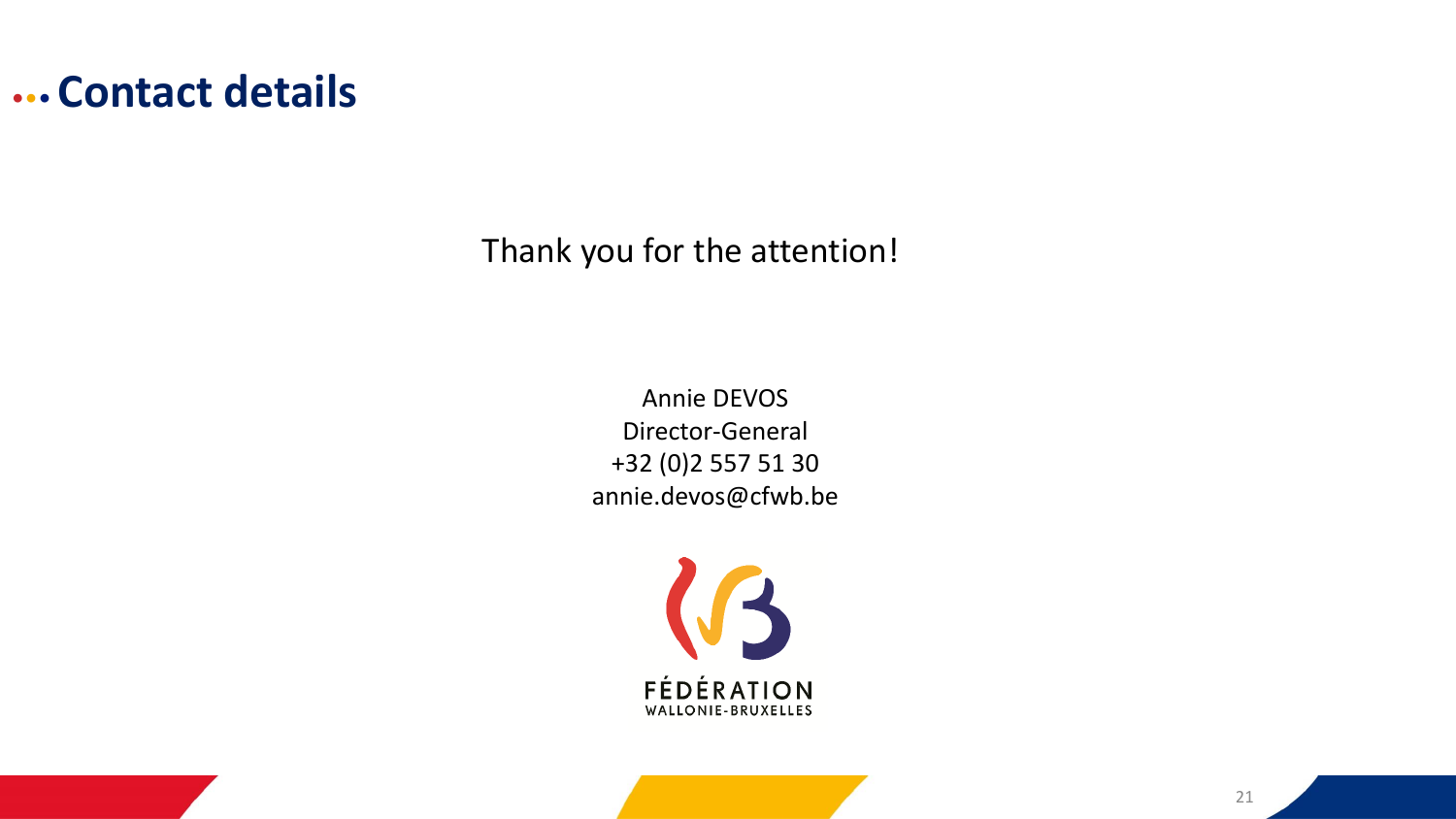# Contact details

Thank you for the attention!

Annie DEVOS
Director-General
+32 (0)2 557 51 30
annie.devos@cfwb.be

FÉDÉRATION
WALLONIE-BRUXELLES